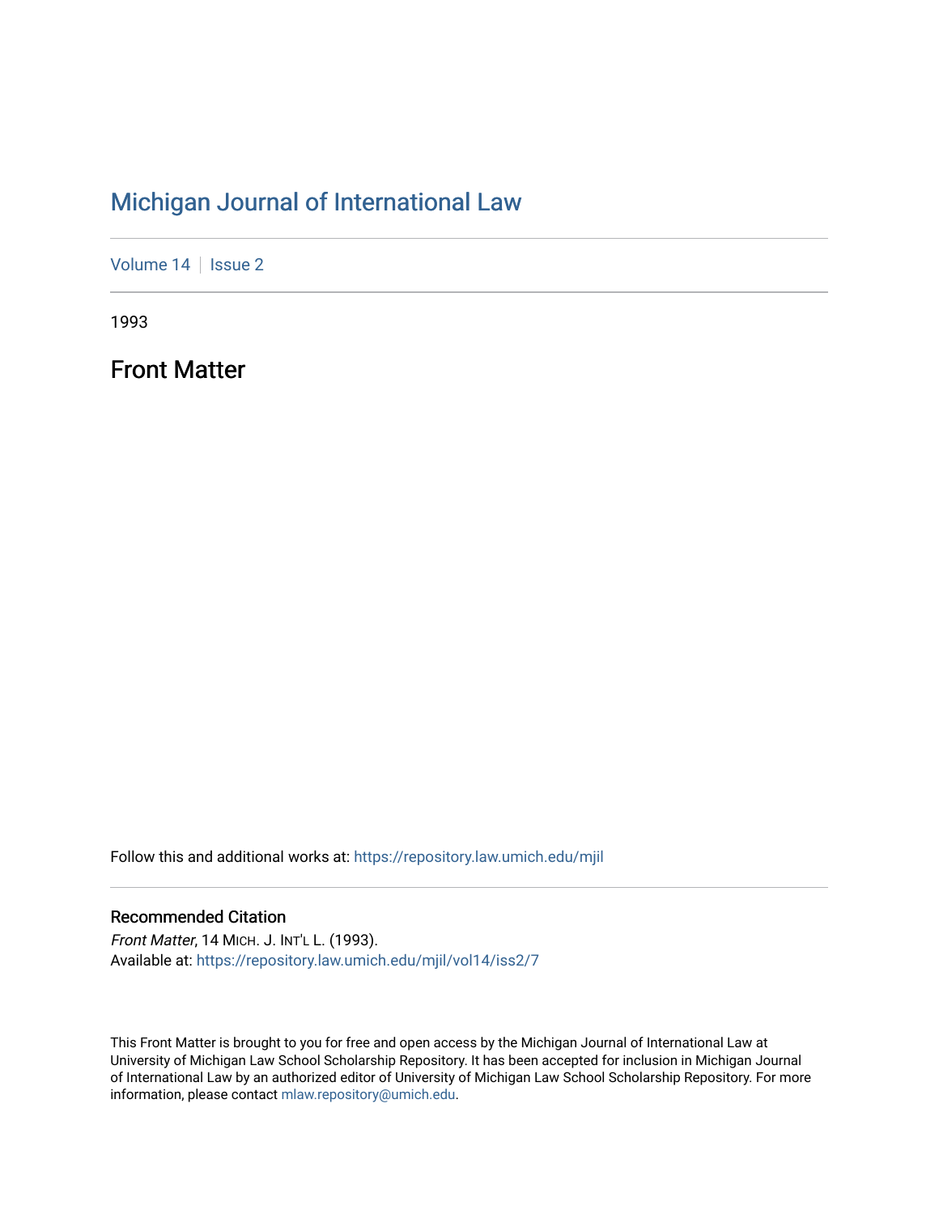# Michigan Journal of International Law

Volume 14 | Issue 2

1993

## Front Matter

Follow this and additional works at: https://repository.law.umich.edu/mjil

### Recommended Citation

*Front Matter*, 14 MICH. J. INT'L L. (1993).
Available at: https://repository.law.umich.edu/mjil/vol14/iss2/7

This Front Matter is brought to you for free and open access by the Michigan Journal of International Law at University of Michigan Law School Scholarship Repository. It has been accepted for inclusion in Michigan Journal of International Law by an authorized editor of University of Michigan Law School Scholarship Repository. For more information, please contact mlaw.repository@umich.edu.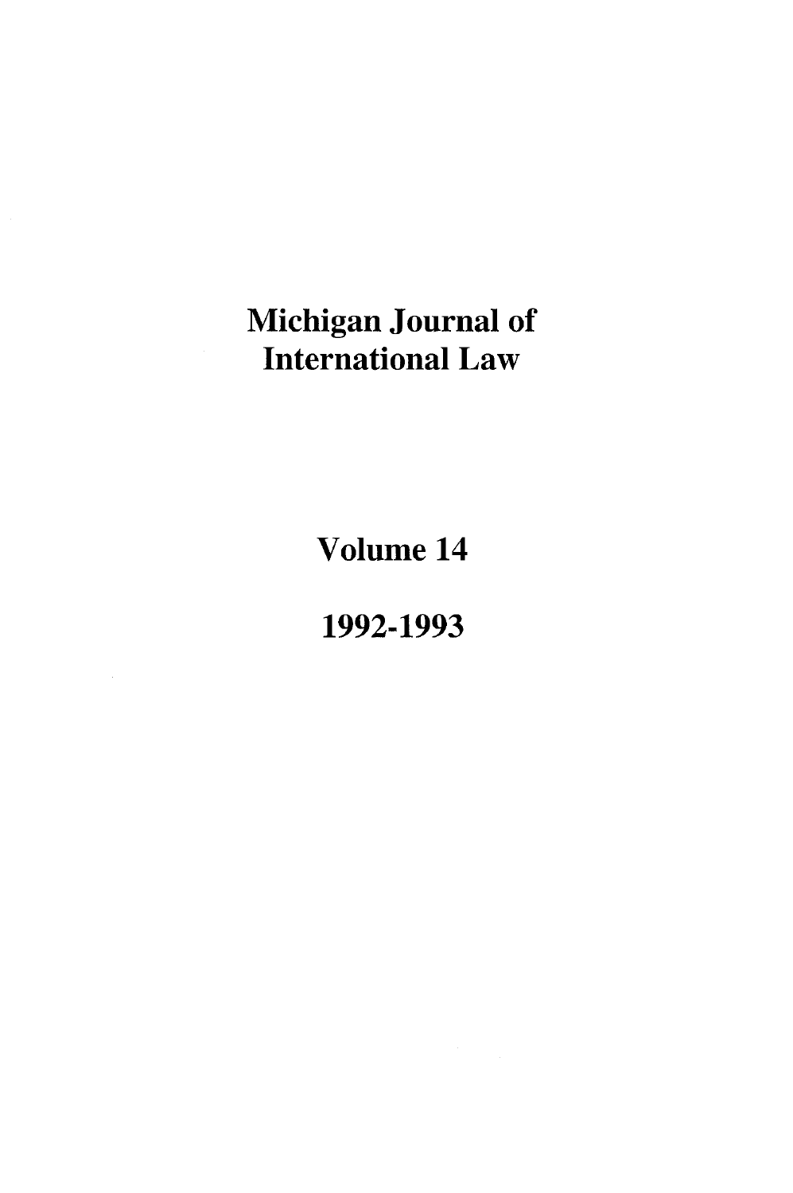# Michigan Journal of International Law

## Volume 14

## 1992-1993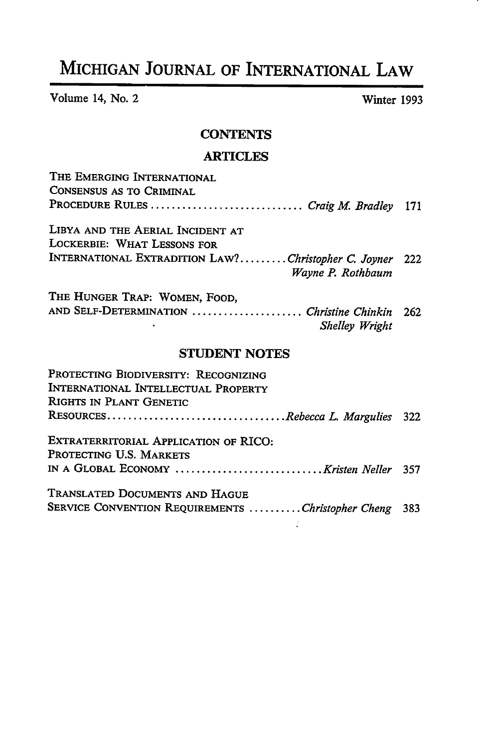# Michigan Journal of International Law

Volume 14, No. 2 Winter 1993

## CONTENTS

### ARTICLES

THE EMERGING INTERNATIONAL CONSENSUS AS TO CRIMINAL PROCEDURE RULES ............................ *Craig M. Bradley* 171

LIBYA AND THE AERIAL INCIDENT AT LOCKERBIE: WHAT LESSONS FOR INTERNATIONAL EXTRADITION LAW? ......... *Christopher C. Joyner* 222
*Wayne P. Rothbaum*

THE HUNGER TRAP: WOMEN, FOOD, AND SELF-DETERMINATION ..................... *Christine Chinkin* 262
*Shelley Wright*

### STUDENT NOTES

PROTECTING BIODIVERSITY: RECOGNIZING INTERNATIONAL INTELLECTUAL PROPERTY RIGHTS IN PLANT GENETIC RESOURCES................................. *Rebecca L. Margulies* 322

EXTRATERRITORIAL APPLICATION OF RICO: PROTECTING U.S. MARKETS IN A GLOBAL ECONOMY ............................ *Kristen Neller* 357

TRANSLATED DOCUMENTS AND HAGUE SERVICE CONVENTION REQUIREMENTS .......... *Christopher Cheng* 383